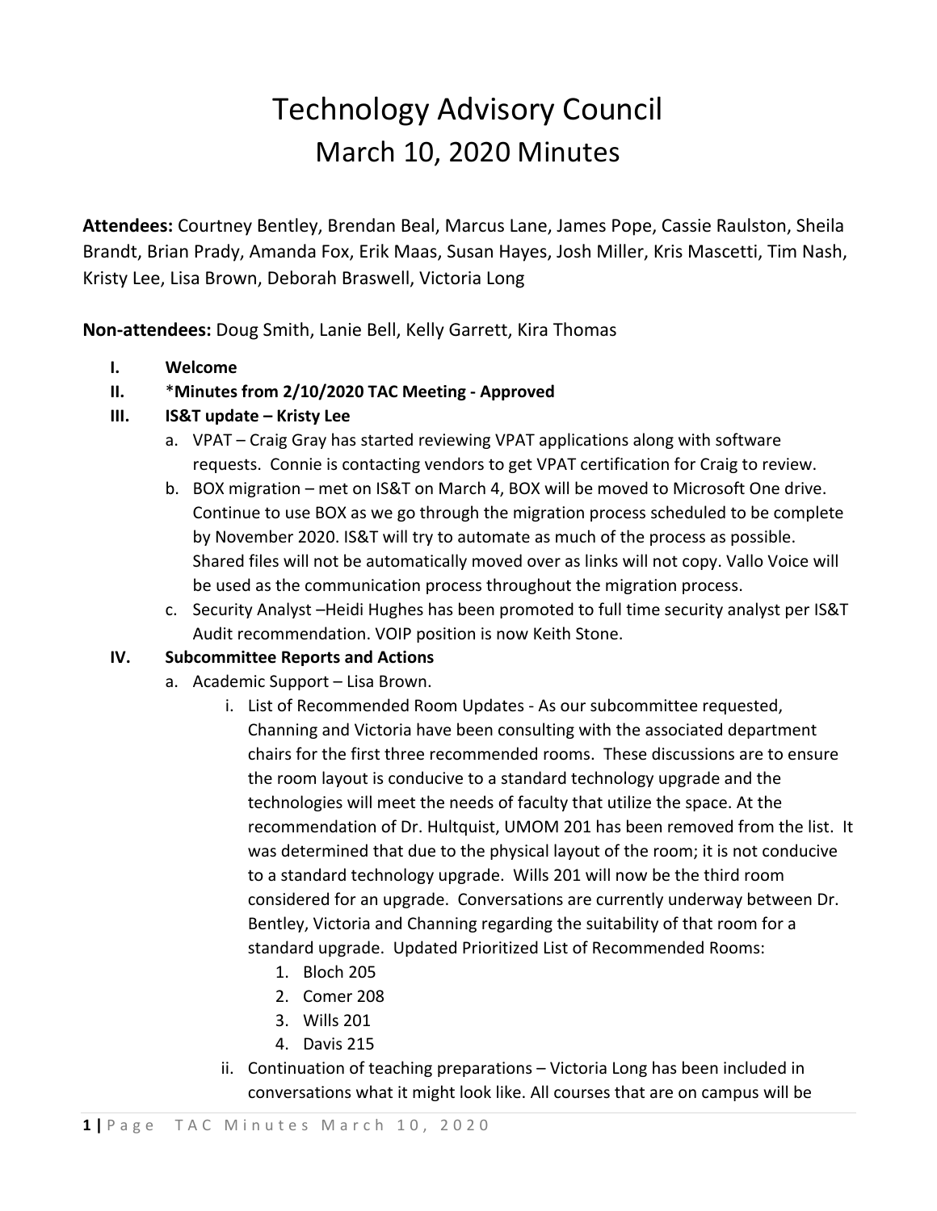# Technology Advisory Council
## March 10, 2020 Minutes

**Attendees:** Courtney Bentley, Brendan Beal, Marcus Lane, James Pope, Cassie Raulston, Sheila Brandt, Brian Prady, Amanda Fox, Erik Maas, Susan Hayes, Josh Miller, Kris Mascetti, Tim Nash, Kristy Lee, Lisa Brown, Deborah Braswell, Victoria Long

**Non-attendees:** Doug Smith, Lanie Bell, Kelly Garrett, Kira Thomas

- **I. Welcome**
- **II. *Minutes from 2/10/2020 TAC Meeting - Approved**
- **III. IS&T update – Kristy Lee**
  - a. VPAT – Craig Gray has started reviewing VPAT applications along with software requests. Connie is contacting vendors to get VPAT certification for Craig to review.
  - b. BOX migration – met on IS&T on March 4, BOX will be moved to Microsoft One drive. Continue to use BOX as we go through the migration process scheduled to be complete by November 2020. IS&T will try to automate as much of the process as possible. Shared files will not be automatically moved over as links will not copy. Vallo Voice will be used as the communication process throughout the migration process.
  - c. Security Analyst –Heidi Hughes has been promoted to full time security analyst per IS&T Audit recommendation. VOIP position is now Keith Stone.
- **IV. Subcommittee Reports and Actions**
  - a. Academic Support – Lisa Brown.
    - i. List of Recommended Room Updates - As our subcommittee requested, Channing and Victoria have been consulting with the associated department chairs for the first three recommended rooms. These discussions are to ensure the room layout is conducive to a standard technology upgrade and the technologies will meet the needs of faculty that utilize the space. At the recommendation of Dr. Hultquist, UMOM 201 has been removed from the list. It was determined that due to the physical layout of the room; it is not conducive to a standard technology upgrade. Wills 201 will now be the third room considered for an upgrade. Conversations are currently underway between Dr. Bentley, Victoria and Channing regarding the suitability of that room for a standard upgrade. Updated Prioritized List of Recommended Rooms:
      1. Bloch 205
      2. Comer 208
      3. Wills 201
      4. Davis 215
    - ii. Continuation of teaching preparations – Victoria Long has been included in conversations what it might look like. All courses that are on campus will be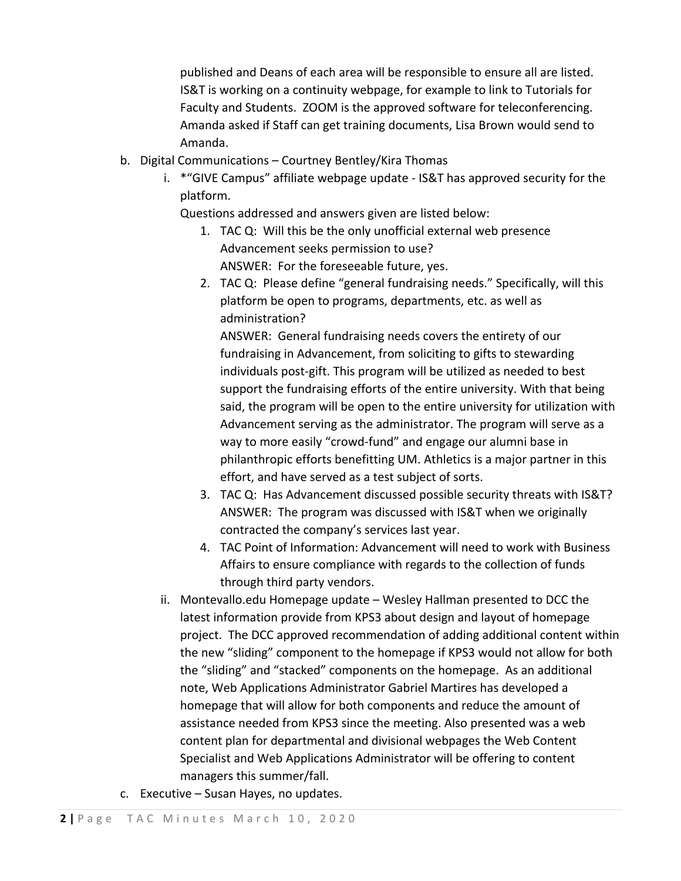published and Deans of each area will be responsible to ensure all are listed. IS&T is working on a continuity webpage, for example to link to Tutorials for Faculty and Students. ZOOM is the approved software for teleconferencing. Amanda asked if Staff can get training documents, Lisa Brown would send to Amanda.

b. Digital Communications – Courtney Bentley/Kira Thomas
   i. *"GIVE Campus" affiliate webpage update - IS&T has approved security for the platform.
      Questions addressed and answers given are listed below:
      1. TAC Q: Will this be the only unofficial external web presence Advancement seeks permission to use?
         ANSWER: For the foreseeable future, yes.
      2. TAC Q: Please define "general fundraising needs." Specifically, will this platform be open to programs, departments, etc. as well as administration?
         ANSWER: General fundraising needs covers the entirety of our fundraising in Advancement, from soliciting to gifts to stewarding individuals post-gift. This program will be utilized as needed to best support the fundraising efforts of the entire university. With that being said, the program will be open to the entire university for utilization with Advancement serving as the administrator. The program will serve as a way to more easily "crowd-fund" and engage our alumni base in philanthropic efforts benefitting UM. Athletics is a major partner in this effort, and have served as a test subject of sorts.
      3. TAC Q: Has Advancement discussed possible security threats with IS&T?
         ANSWER: The program was discussed with IS&T when we originally contracted the company's services last year.
      4. TAC Point of Information: Advancement will need to work with Business Affairs to ensure compliance with regards to the collection of funds through third party vendors.
   ii. Montevallo.edu Homepage update – Wesley Hallman presented to DCC the latest information provide from KPS3 about design and layout of homepage project. The DCC approved recommendation of adding additional content within the new "sliding" component to the homepage if KPS3 would not allow for both the "sliding" and "stacked" components on the homepage. As an additional note, Web Applications Administrator Gabriel Martires has developed a homepage that will allow for both components and reduce the amount of assistance needed from KPS3 since the meeting. Also presented was a web content plan for departmental and divisional webpages the Web Content Specialist and Web Applications Administrator will be offering to content managers this summer/fall.

c. Executive – Susan Hayes, no updates.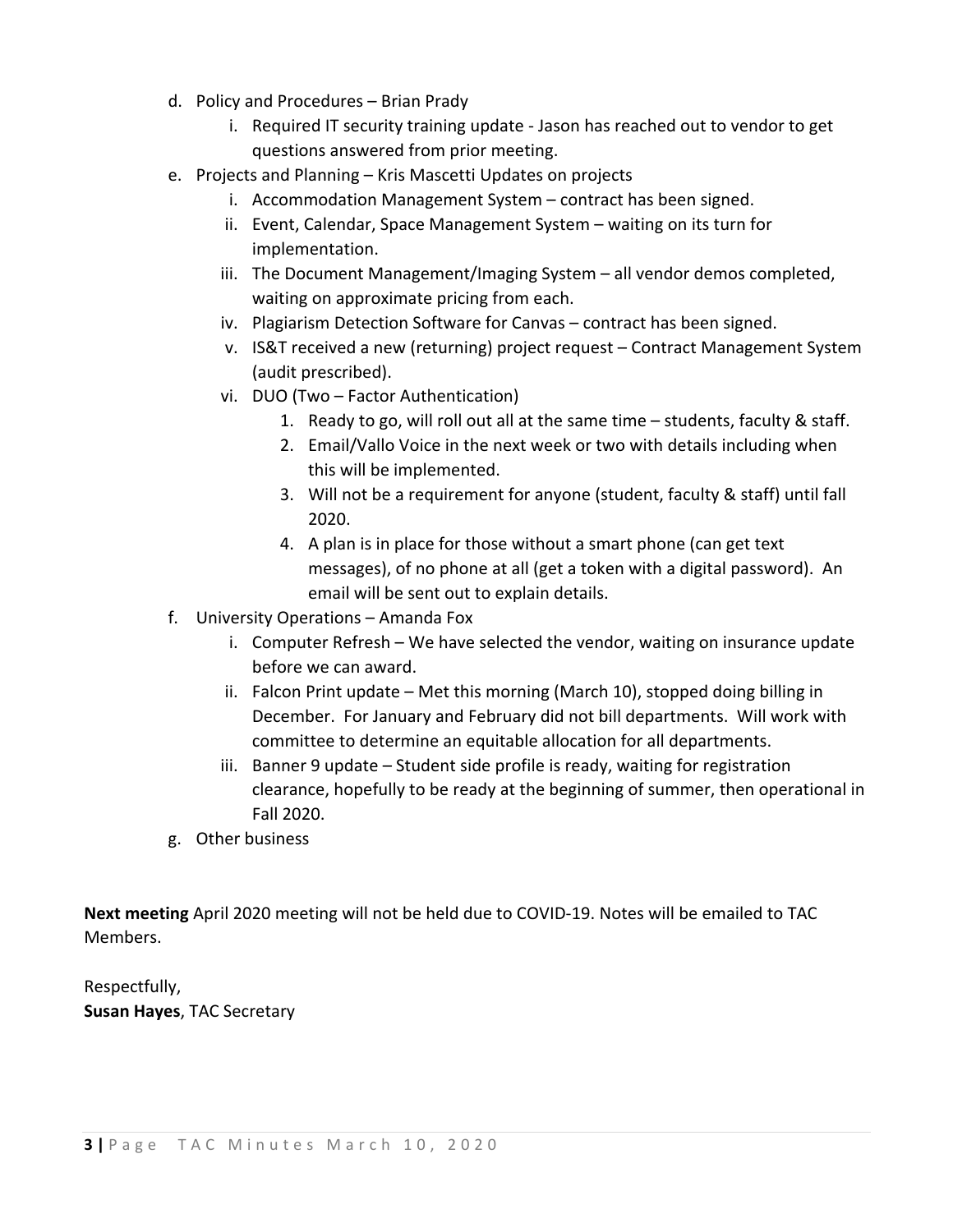d. Policy and Procedures – Brian Prady
   i. Required IT security training update - Jason has reached out to vendor to get questions answered from prior meeting.

e. Projects and Planning – Kris Mascetti Updates on projects
   i. Accommodation Management System – contract has been signed.
   ii. Event, Calendar, Space Management System – waiting on its turn for implementation.
   iii. The Document Management/Imaging System – all vendor demos completed, waiting on approximate pricing from each.
   iv. Plagiarism Detection Software for Canvas – contract has been signed.
   v. IS&T received a new (returning) project request – Contract Management System (audit prescribed).
   vi. DUO (Two – Factor Authentication)
      1. Ready to go, will roll out all at the same time – students, faculty & staff.
      2. Email/Vallo Voice in the next week or two with details including when this will be implemented.
      3. Will not be a requirement for anyone (student, faculty & staff) until fall 2020.
      4. A plan is in place for those without a smart phone (can get text messages), of no phone at all (get a token with a digital password). An email will be sent out to explain details.

f. University Operations – Amanda Fox
   i. Computer Refresh – We have selected the vendor, waiting on insurance update before we can award.
   ii. Falcon Print update – Met this morning (March 10), stopped doing billing in December. For January and February did not bill departments. Will work with committee to determine an equitable allocation for all departments.
   iii. Banner 9 update – Student side profile is ready, waiting for registration clearance, hopefully to be ready at the beginning of summer, then operational in Fall 2020.

g. Other business

**Next meeting** April 2020 meeting will not be held due to COVID-19. Notes will be emailed to TAC Members.

Respectfully,
**Susan Hayes**, TAC Secretary